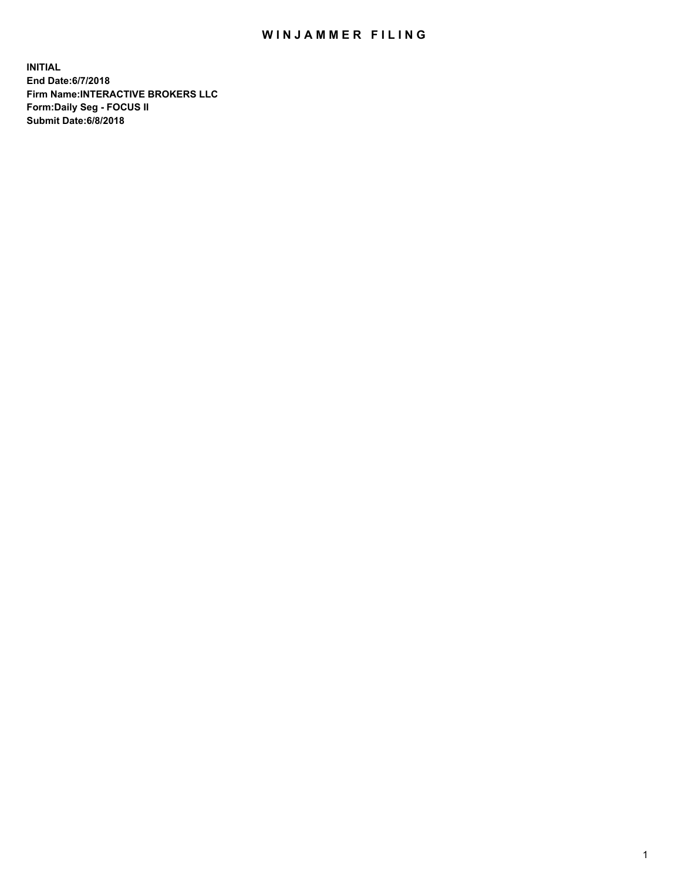# WINJAMMER FILING

**INITIAL**
**End Date:6/7/2018**
**Firm Name:INTERACTIVE BROKERS LLC**
**Form:Daily Seg - FOCUS II**
**Submit Date:6/8/2018**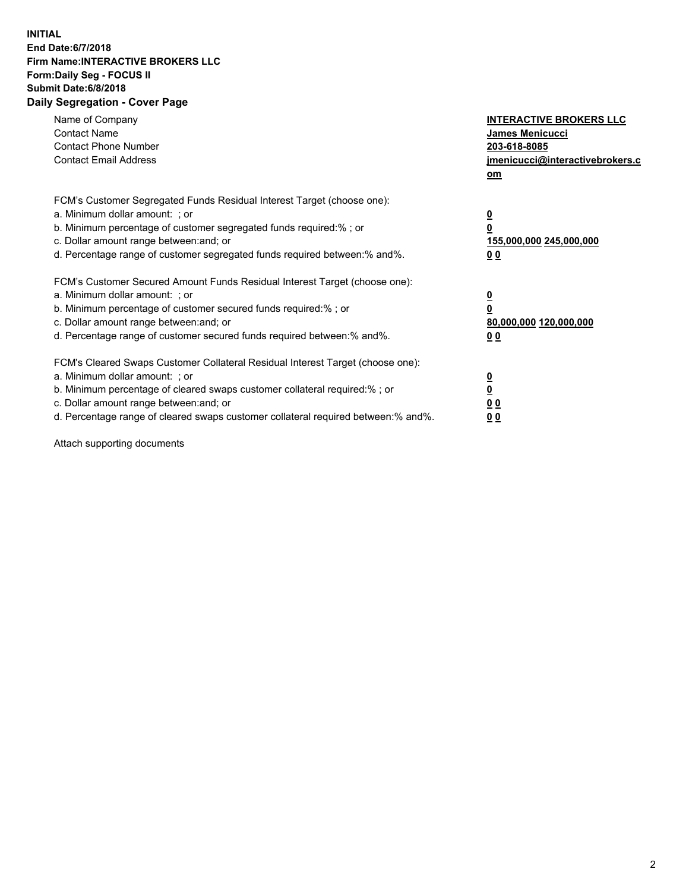**INITIAL**
**End Date:6/7/2018**
**Firm Name:INTERACTIVE BROKERS LLC**
**Form:Daily Seg - FOCUS II**
**Submit Date:6/8/2018**
**Daily Segregation - Cover Page**

| | |
|---|---|
| Name of Company | **INTERACTIVE BROKERS LLC** |
| Contact Name | **James Menicucci** |
| Contact Phone Number | **203-618-8085** |
| Contact Email Address | **jmenicucci@interactivebrokers.com** |

FCM's Customer Segregated Funds Residual Interest Target (choose one):

| | |
|---|---|
| a. Minimum dollar amount: ; or | **0** |
| b. Minimum percentage of customer segregated funds required:% ; or | **0** |
| c. Dollar amount range between:and; or | **155,000,000 245,000,000** |
| d. Percentage range of customer segregated funds required between:% and%. | **0 0** |

FCM's Customer Secured Amount Funds Residual Interest Target (choose one):

| | |
|---|---|
| a. Minimum dollar amount: ; or | **0** |
| b. Minimum percentage of customer secured funds required:% ; or | **0** |
| c. Dollar amount range between:and; or | **80,000,000 120,000,000** |
| d. Percentage range of customer secured funds required between:% and%. | **0 0** |

FCM's Cleared Swaps Customer Collateral Residual Interest Target (choose one):

| | |
|---|---|
| a. Minimum dollar amount: ; or | **0** |
| b. Minimum percentage of cleared swaps customer collateral required:% ; or | **0** |
| c. Dollar amount range between:and; or | **0 0** |
| d. Percentage range of cleared swaps customer collateral required between:% and%. | **0 0** |

Attach supporting documents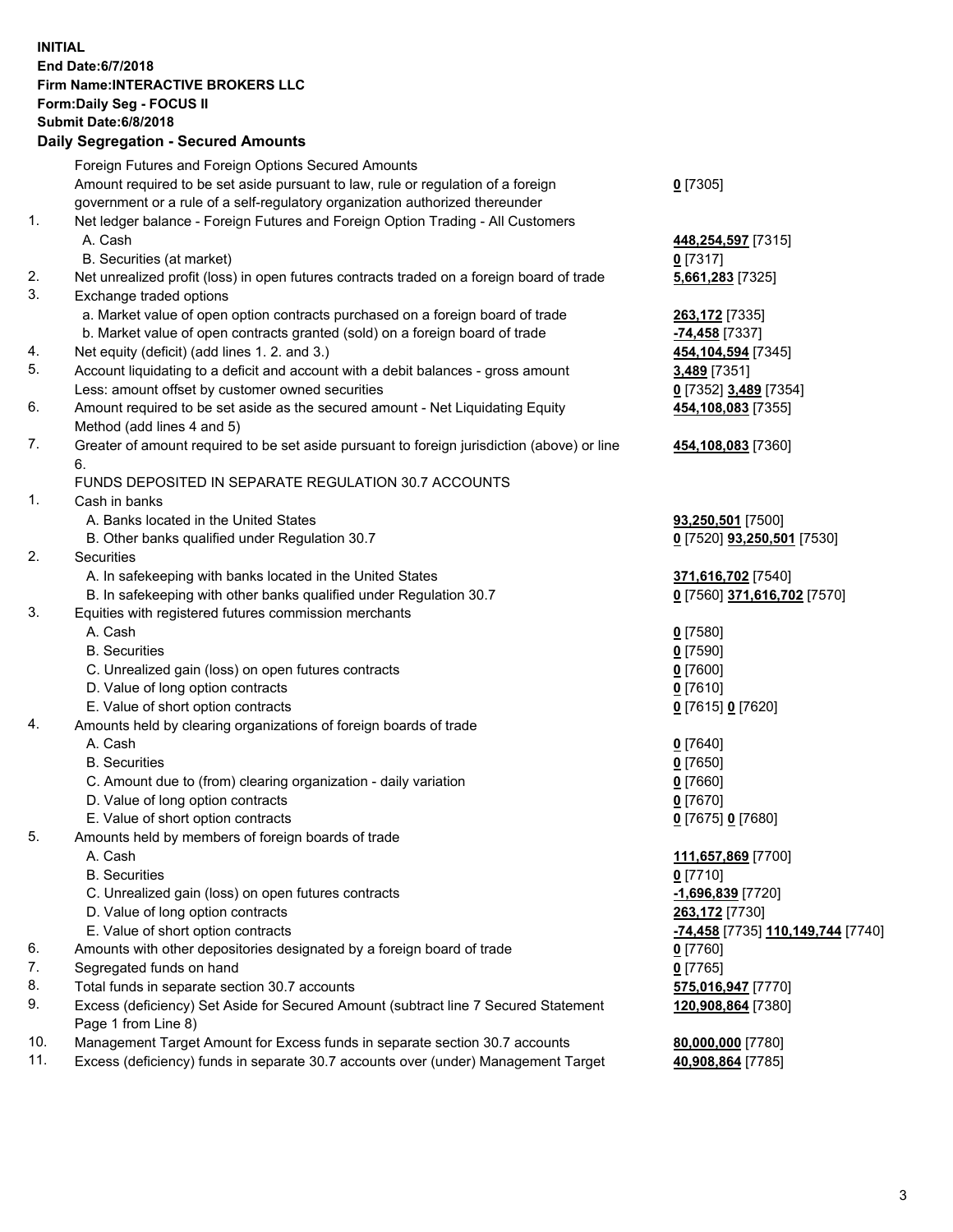**INITIAL**
**End Date:6/7/2018**
**Firm Name:INTERACTIVE BROKERS LLC**
**Form:Daily Seg - FOCUS II**
**Submit Date:6/8/2018**

## Daily Segregation - Secured Amounts

| | | |
|---|---|---|
| | Foreign Futures and Foreign Options Secured Amounts | |
| | Amount required to be set aside pursuant to law, rule or regulation of a foreign government or a rule of a self-regulatory organization authorized thereunder | **0** [7305] |
| 1. | Net ledger balance - Foreign Futures and Foreign Option Trading - All Customers | |
| | A. Cash | **448,254,597** [7315] |
| | B. Securities (at market) | **0** [7317] |
| 2. | Net unrealized profit (loss) in open futures contracts traded on a foreign board of trade | **5,661,283** [7325] |
| 3. | Exchange traded options | |
| | a. Market value of open option contracts purchased on a foreign board of trade | **263,172** [7335] |
| | b. Market value of open contracts granted (sold) on a foreign board of trade | **-74,458** [7337] |
| 4. | Net equity (deficit) (add lines 1. 2. and 3.) | **454,104,594** [7345] |
| 5. | Account liquidating to a deficit and account with a debit balances - gross amount | **3,489** [7351] |
| | Less: amount offset by customer owned securities | **0** [7352] **3,489** [7354] |
| 6. | Amount required to be set aside as the secured amount - Net Liquidating Equity Method (add lines 4 and 5) | **454,108,083** [7355] |
| 7. | Greater of amount required to be set aside pursuant to foreign jurisdiction (above) or line 6. | **454,108,083** [7360] |
| | FUNDS DEPOSITED IN SEPARATE REGULATION 30.7 ACCOUNTS | |
| 1. | Cash in banks | |
| | A. Banks located in the United States | **93,250,501** [7500] |
| | B. Other banks qualified under Regulation 30.7 | **0** [7520] **93,250,501** [7530] |
| 2. | Securities | |
| | A. In safekeeping with banks located in the United States | **371,616,702** [7540] |
| | B. In safekeeping with other banks qualified under Regulation 30.7 | **0** [7560] **371,616,702** [7570] |
| 3. | Equities with registered futures commission merchants | |
| | A. Cash | **0** [7580] |
| | B. Securities | **0** [7590] |
| | C. Unrealized gain (loss) on open futures contracts | **0** [7600] |
| | D. Value of long option contracts | **0** [7610] |
| | E. Value of short option contracts | **0** [7615] **0** [7620] |
| 4. | Amounts held by clearing organizations of foreign boards of trade | |
| | A. Cash | **0** [7640] |
| | B. Securities | **0** [7650] |
| | C. Amount due to (from) clearing organization - daily variation | **0** [7660] |
| | D. Value of long option contracts | **0** [7670] |
| | E. Value of short option contracts | **0** [7675] **0** [7680] |
| 5. | Amounts held by members of foreign boards of trade | |
| | A. Cash | **111,657,869** [7700] |
| | B. Securities | **0** [7710] |
| | C. Unrealized gain (loss) on open futures contracts | **-1,696,839** [7720] |
| | D. Value of long option contracts | **263,172** [7730] |
| | E. Value of short option contracts | **-74,458** [7735] **110,149,744** [7740] |
| 6. | Amounts with other depositories designated by a foreign board of trade | **0** [7760] |
| 7. | Segregated funds on hand | **0** [7765] |
| 8. | Total funds in separate section 30.7 accounts | **575,016,947** [7770] |
| 9. | Excess (deficiency) Set Aside for Secured Amount (subtract line 7 Secured Statement Page 1 from Line 8) | **120,908,864** [7380] |
| 10. | Management Target Amount for Excess funds in separate section 30.7 accounts | **80,000,000** [7780] |
| 11. | Excess (deficiency) funds in separate 30.7 accounts over (under) Management Target | **40,908,864** [7785] |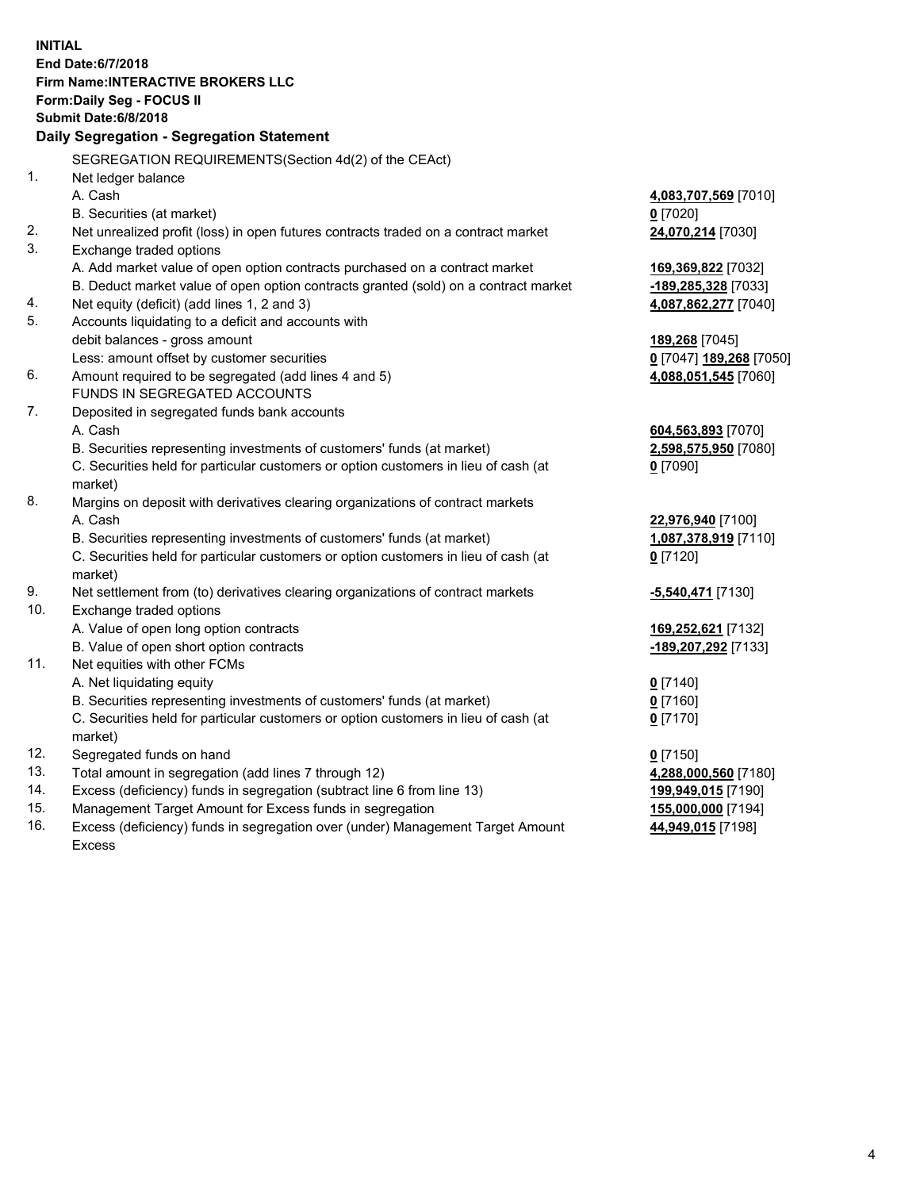**INITIAL**
**End Date:6/7/2018**
**Firm Name:INTERACTIVE BROKERS LLC**
**Form:Daily Seg - FOCUS II**
**Submit Date:6/8/2018**

### Daily Segregation - Segregation Statement

SEGREGATION REQUIREMENTS(Section 4d(2) of the CEAct)

| | | |
|---|---|---|
| 1. | Net ledger balance | |
| | A. Cash | 4,083,707,569 [7010] |
| | B. Securities (at market) | 0 [7020] |
| 2. | Net unrealized profit (loss) in open futures contracts traded on a contract market | 24,070,214 [7030] |
| 3. | Exchange traded options | |
| | A. Add market value of open option contracts purchased on a contract market | 169,369,822 [7032] |
| | B. Deduct market value of open option contracts granted (sold) on a contract market | -189,285,328 [7033] |
| 4. | Net equity (deficit) (add lines 1, 2 and 3) | 4,087,862,277 [7040] |
| 5. | Accounts liquidating to a deficit and accounts with | |
| | debit balances - gross amount | 189,268 [7045] |
| | Less: amount offset by customer securities | 0 [7047] 189,268 [7050] |
| 6. | Amount required to be segregated (add lines 4 and 5) | 4,088,051,545 [7060] |
| | FUNDS IN SEGREGATED ACCOUNTS | |
| 7. | Deposited in segregated funds bank accounts | |
| | A. Cash | 604,563,893 [7070] |
| | B. Securities representing investments of customers' funds (at market) | 2,598,575,950 [7080] |
| | C. Securities held for particular customers or option customers in lieu of cash (at market) | 0 [7090] |
| 8. | Margins on deposit with derivatives clearing organizations of contract markets | |
| | A. Cash | 22,976,940 [7100] |
| | B. Securities representing investments of customers' funds (at market) | 1,087,378,919 [7110] |
| | C. Securities held for particular customers or option customers in lieu of cash (at market) | 0 [7120] |
| 9. | Net settlement from (to) derivatives clearing organizations of contract markets | -5,540,471 [7130] |
| 10. | Exchange traded options | |
| | A. Value of open long option contracts | 169,252,621 [7132] |
| | B. Value of open short option contracts | -189,207,292 [7133] |
| 11. | Net equities with other FCMs | |
| | A. Net liquidating equity | 0 [7140] |
| | B. Securities representing investments of customers' funds (at market) | 0 [7160] |
| | C. Securities held for particular customers or option customers in lieu of cash (at market) | 0 [7170] |
| 12. | Segregated funds on hand | 0 [7150] |
| 13. | Total amount in segregation (add lines 7 through 12) | 4,288,000,560 [7180] |
| 14. | Excess (deficiency) funds in segregation (subtract line 6 from line 13) | 199,949,015 [7190] |
| 15. | Management Target Amount for Excess funds in segregation | 155,000,000 [7194] |
| 16. | Excess (deficiency) funds in segregation over (under) Management Target Amount Excess | 44,949,015 [7198] |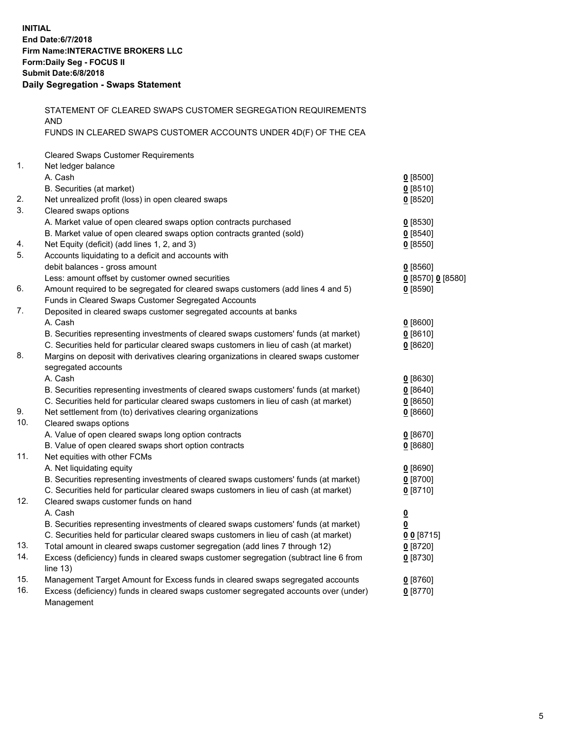**INITIAL**
**End Date:6/7/2018**
**Firm Name:INTERACTIVE BROKERS LLC**
**Form:Daily Seg - FOCUS II**
**Submit Date:6/8/2018**
**Daily Segregation - Swaps Statement**

STATEMENT OF CLEARED SWAPS CUSTOMER SEGREGATION REQUIREMENTS
AND
FUNDS IN CLEARED SWAPS CUSTOMER ACCOUNTS UNDER 4D(F) OF THE CEA

| | | |
|---|---|---|
| | Cleared Swaps Customer Requirements | |
| 1. | Net ledger balance | |
| | A. Cash | 0 [8500] |
| | B. Securities (at market) | 0 [8510] |
| 2. | Net unrealized profit (loss) in open cleared swaps | 0 [8520] |
| 3. | Cleared swaps options | |
| | A. Market value of open cleared swaps option contracts purchased | 0 [8530] |
| | B. Market value of open cleared swaps option contracts granted (sold) | 0 [8540] |
| 4. | Net Equity (deficit) (add lines 1, 2, and 3) | 0 [8550] |
| 5. | Accounts liquidating to a deficit and accounts with | |
| | debit balances - gross amount | 0 [8560] |
| | Less: amount offset by customer owned securities | 0 [8570] 0 [8580] |
| 6. | Amount required to be segregated for cleared swaps customers (add lines 4 and 5) | 0 [8590] |
| | Funds in Cleared Swaps Customer Segregated Accounts | |
| 7. | Deposited in cleared swaps customer segregated accounts at banks | |
| | A. Cash | 0 [8600] |
| | B. Securities representing investments of cleared swaps customers' funds (at market) | 0 [8610] |
| | C. Securities held for particular cleared swaps customers in lieu of cash (at market) | 0 [8620] |
| 8. | Margins on deposit with derivatives clearing organizations in cleared swaps customer segregated accounts | |
| | A. Cash | 0 [8630] |
| | B. Securities representing investments of cleared swaps customers' funds (at market) | 0 [8640] |
| | C. Securities held for particular cleared swaps customers in lieu of cash (at market) | 0 [8650] |
| 9. | Net settlement from (to) derivatives clearing organizations | 0 [8660] |
| 10. | Cleared swaps options | |
| | A. Value of open cleared swaps long option contracts | 0 [8670] |
| | B. Value of open cleared swaps short option contracts | 0 [8680] |
| 11. | Net equities with other FCMs | |
| | A. Net liquidating equity | 0 [8690] |
| | B. Securities representing investments of cleared swaps customers' funds (at market) | 0 [8700] |
| | C. Securities held for particular cleared swaps customers in lieu of cash (at market) | 0 [8710] |
| 12. | Cleared swaps customer funds on hand | |
| | A. Cash | 0 |
| | B. Securities representing investments of cleared swaps customers' funds (at market) | 0 |
| | C. Securities held for particular cleared swaps customers in lieu of cash (at market) | 0 0 [8715] |
| 13. | Total amount in cleared swaps customer segregation (add lines 7 through 12) | 0 [8720] |
| 14. | Excess (deficiency) funds in cleared swaps customer segregation (subtract line 6 from line 13) | 0 [8730] |
| 15. | Management Target Amount for Excess funds in cleared swaps segregated accounts | 0 [8760] |
| 16. | Excess (deficiency) funds in cleared swaps customer segregated accounts over (under) Management | 0 [8770] |